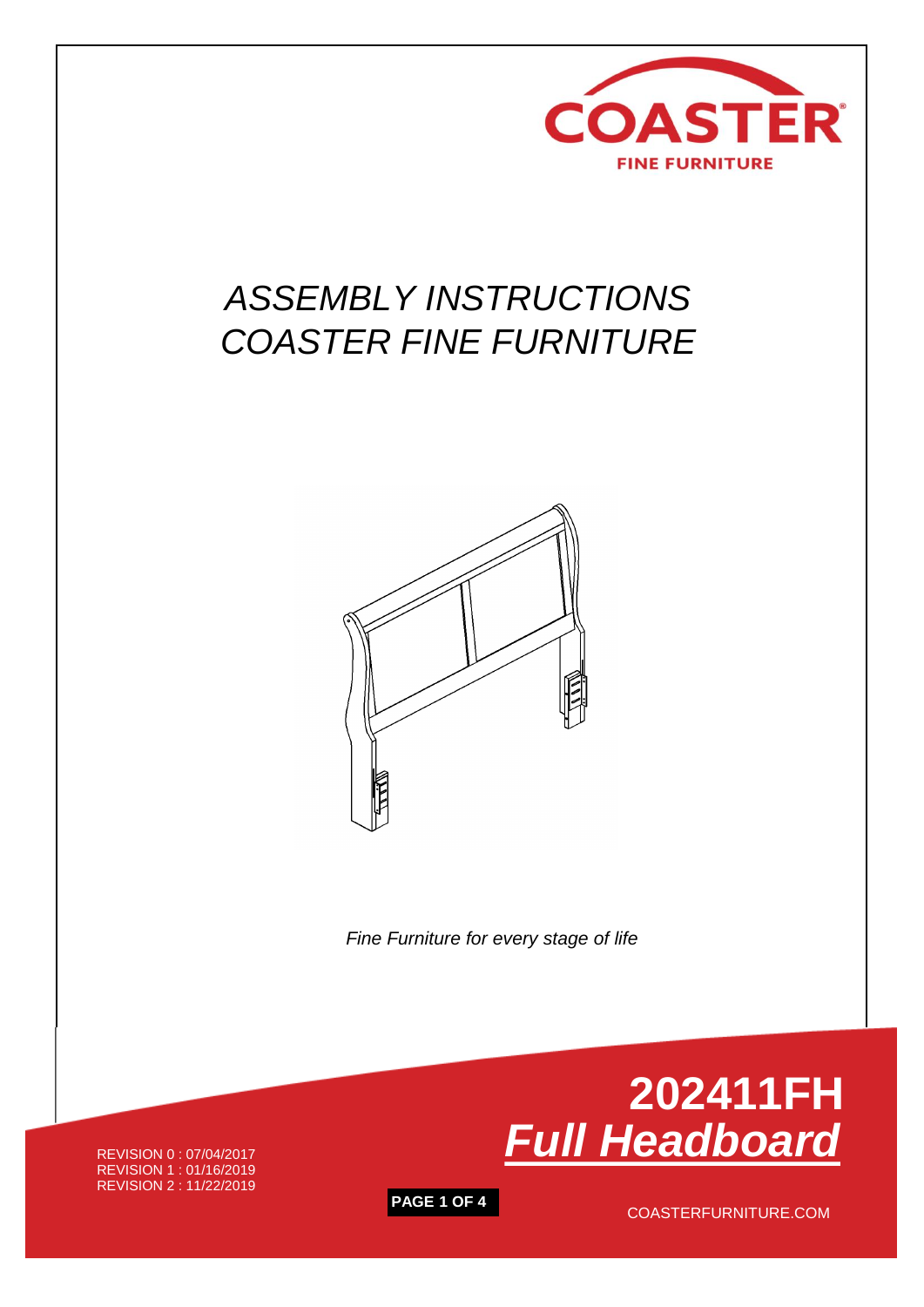COASTER

FINE FURNITURE

# *ASSEMBLY INSTRUCTIONS*
# *COASTER FINE FURNITURE*

*Fine Furniture for every stage of life*

REVISION 0 : 07/04/2017
REVISION 1 : 01/16/2019
REVISION 2 : 11/22/2019

## 202411FH
## ***Full Headboard***

COASTERFURNITURE.COM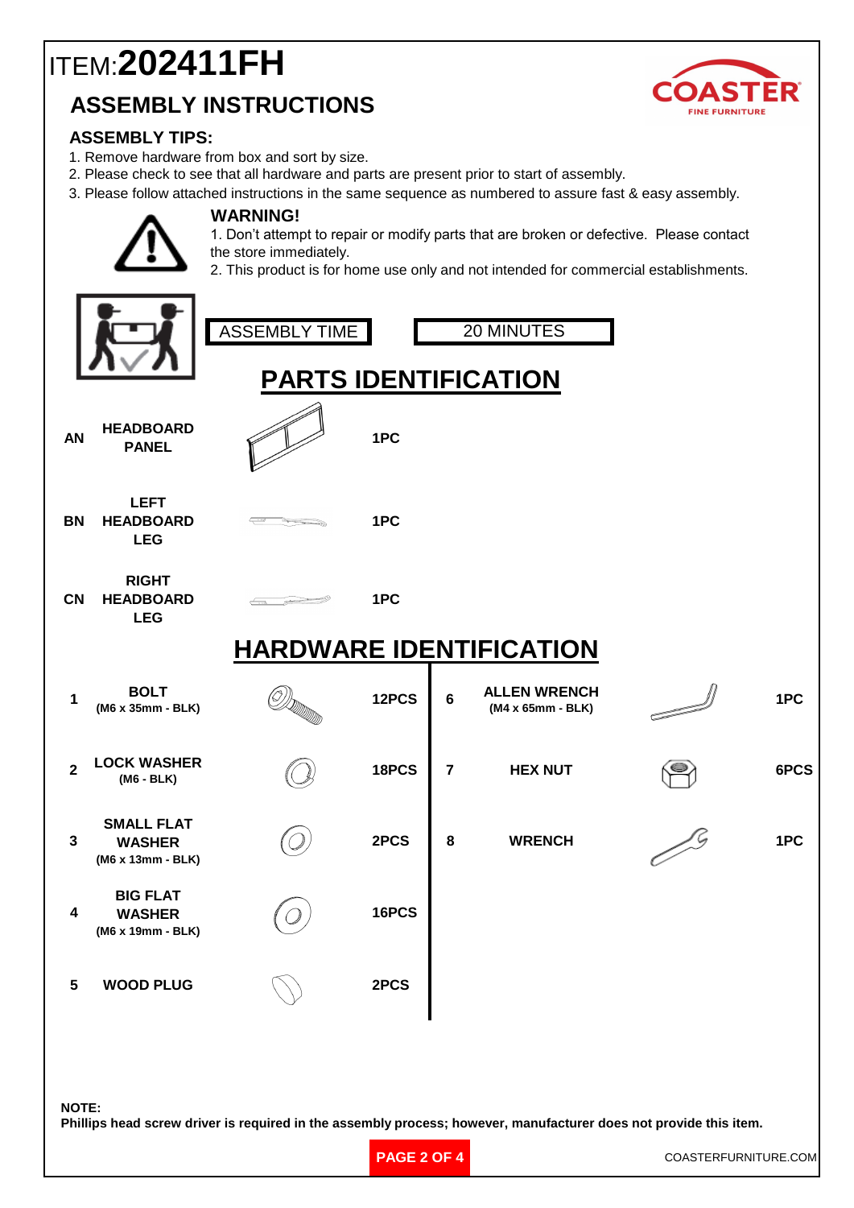# ITEM:**202411FH**

## ASSEMBLY INSTRUCTIONS

### ASSEMBLY TIPS:

1. Remove hardware from box and sort by size.
2. Please check to see that all hardware and parts are present prior to start of assembly.
3. Please follow attached instructions in the same sequence as numbered to assure fast & easy assembly.

**WARNING!**

1. Don't attempt to repair or modify parts that are broken or defective. Please contact the store immediately.
2. This product is for home use only and not intended for commercial establishments.

| ASSEMBLY TIME | 20 MINUTES |
|---|---|

## PARTS IDENTIFICATION

| | | |
|---|---|---|
| AN | HEADBOARD PANEL | 1PC |
| BN | LEFT HEADBOARD LEG | 1PC |
| CN | RIGHT HEADBOARD LEG | 1PC |

## HARDWARE IDENTIFICATION

| | | | | | |
|---|---|---|---|---|---|
| 1 | BOLT (M6 x 35mm - BLK) | 12PCS | 6 | ALLEN WRENCH (M4 x 65mm - BLK) | 1PC |
| 2 | LOCK WASHER (M6 - BLK) | 18PCS | 7 | HEX NUT | 6PCS |
| 3 | SMALL FLAT WASHER (M6 x 13mm - BLK) | 2PCS | 8 | WRENCH | 1PC |
| 4 | BIG FLAT WASHER (M6 x 19mm - BLK) | 16PCS | | | |
| 5 | WOOD PLUG | 2PCS | | | |

**NOTE:**
**Phillips head screw driver is required in the assembly process; however, manufacturer does not provide this item.**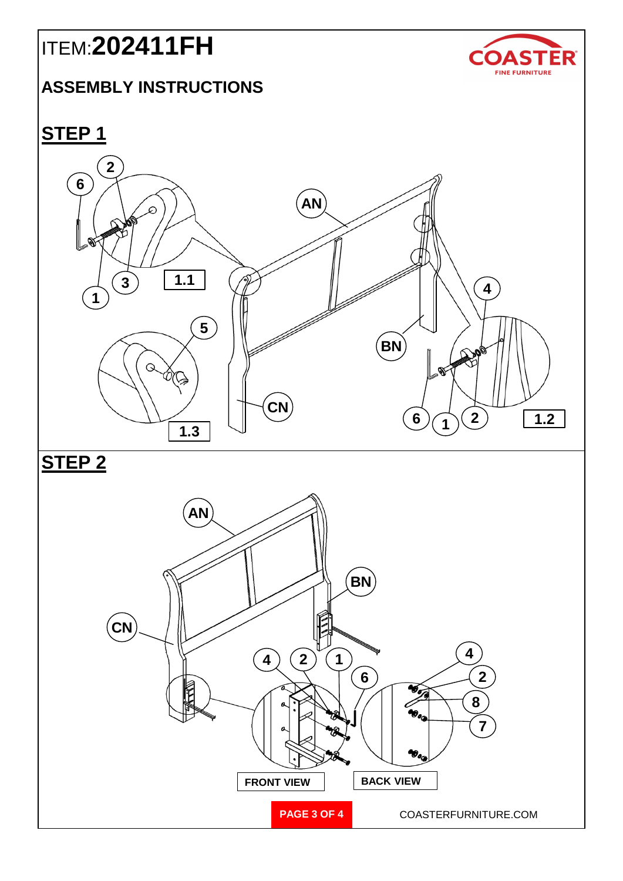ITEM:**202411FH**

## ASSEMBLY INSTRUCTIONS

## STEP 1

1.1

1.2

1.3

## STEP 2

FRONT VIEW

BACK VIEW

COASTERFURNITURE.COM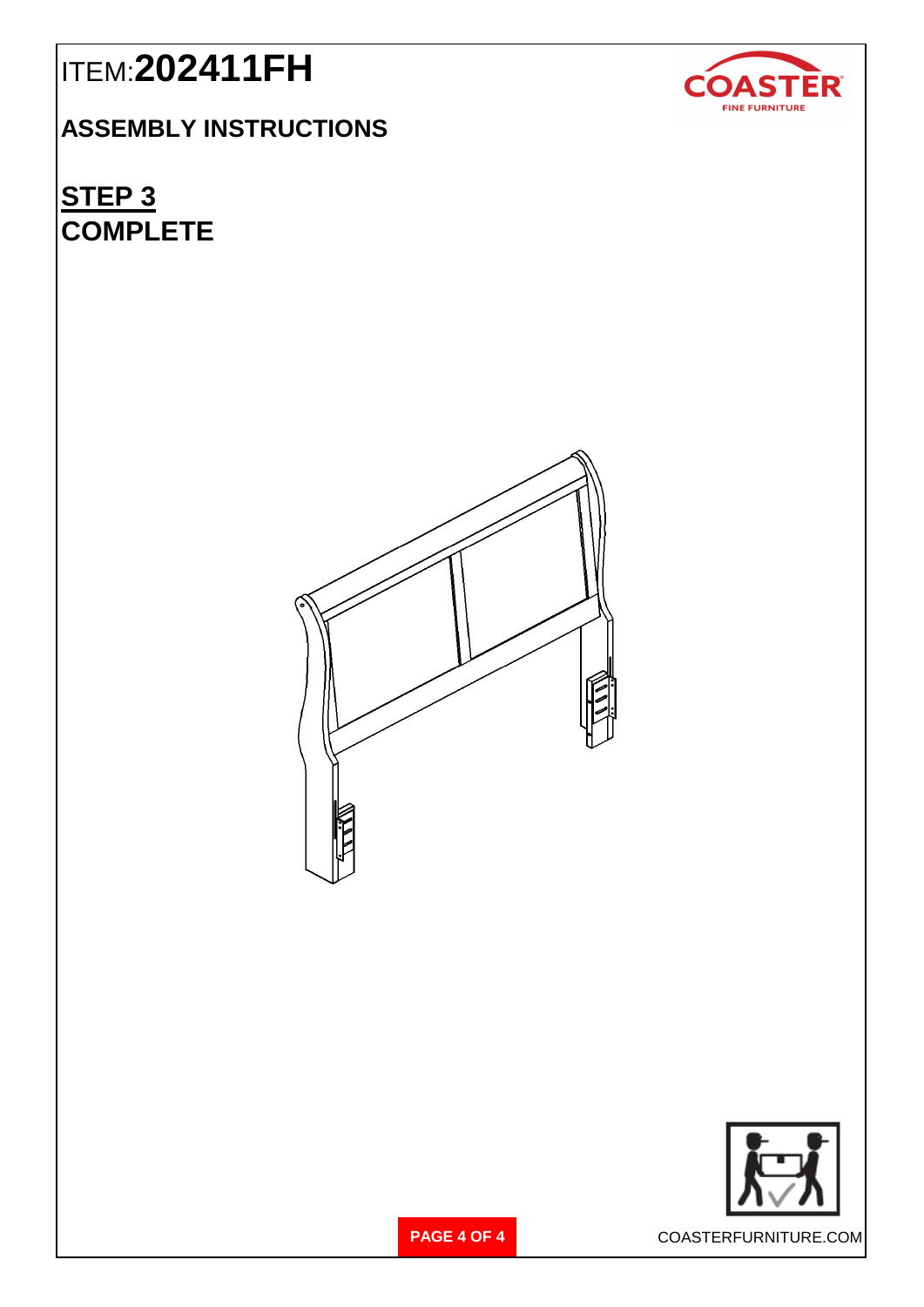# ITEM:**202411FH**

## ASSEMBLY INSTRUCTIONS

## STEP 3
## COMPLETE

COASTERFURNITURE.COM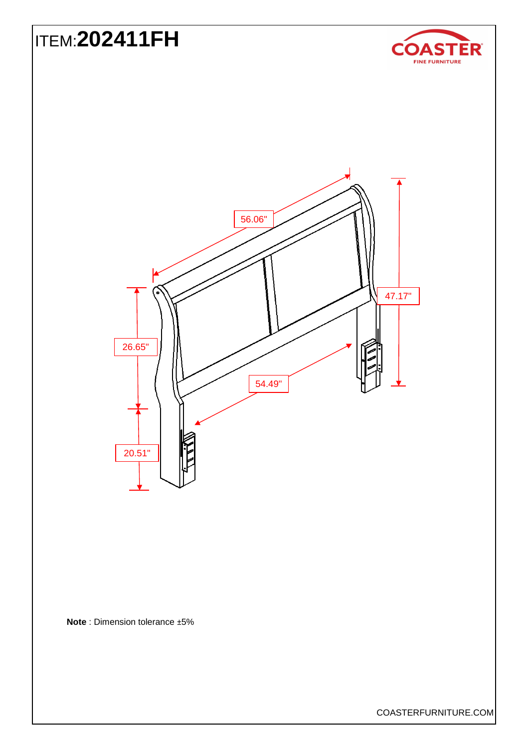# ITEM:202411FH

COASTER
FINE FURNITURE

56.06"

47.17"

26.65"

54.49"

20.51"

**Note** : Dimension tolerance ±5%

COASTERFURNITURE.COM